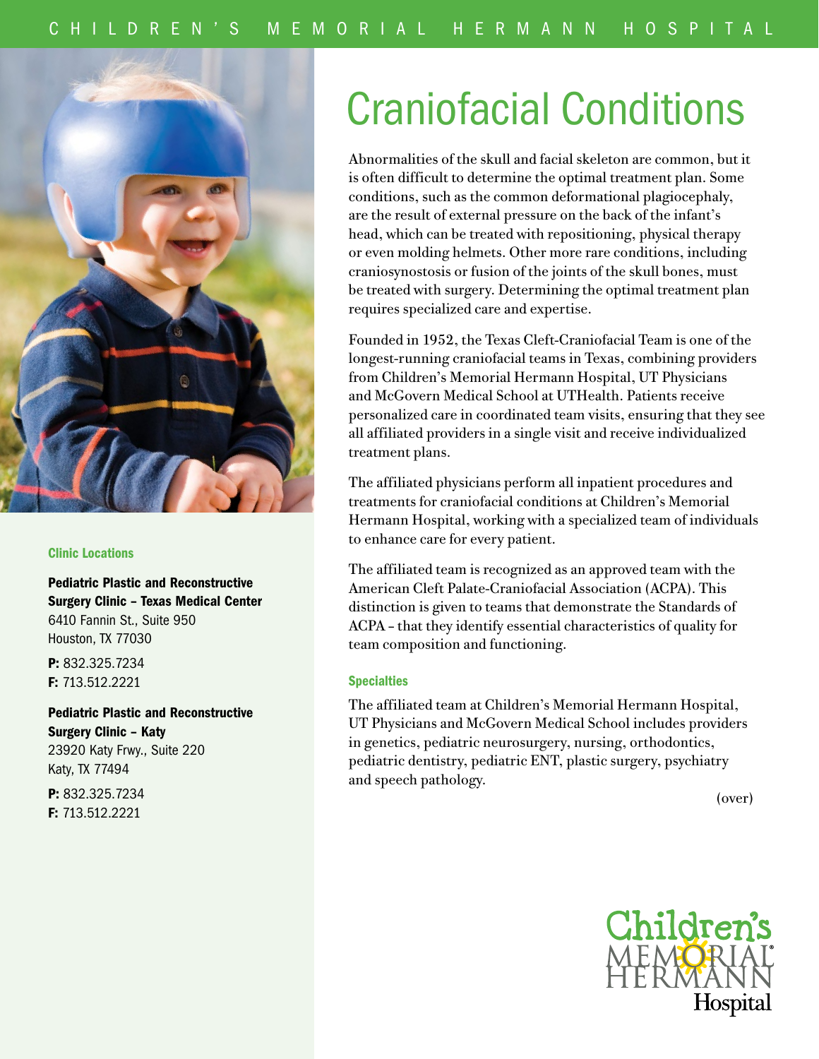# Craniofacial Conditions

Abnormalities of the skull and facial skeleton are common, but it is often difficult to determine the optimal treatment plan. Some conditions, such as the common deformational plagiocephaly, are the result of external pressure on the back of the infant's head, which can be treated with repositioning, physical therapy or even molding helmets. Other more rare conditions, including craniosynostosis or fusion of the joints of the skull bones, must be treated with surgery. Determining the optimal treatment plan requires specialized care and expertise.

Founded in 1952, the Texas Cleft-Craniofacial Team is one of the longest-running craniofacial teams in Texas, combining providers from Children's Memorial Hermann Hospital, UT Physicians and McGovern Medical School at UTHealth. Patients receive personalized care in coordinated team visits, ensuring that they see all affiliated providers in a single visit and receive individualized treatment plans.

The affiliated physicians perform all inpatient procedures and treatments for craniofacial conditions at Children's Memorial Hermann Hospital, working with a specialized team of individuals to enhance care for every patient.

The affiliated team is recognized as an approved team with the American Cleft Palate-Craniofacial Association (ACPA). This distinction is given to teams that demonstrate the Standards of ACPA – that they identify essential characteristics of quality for team composition and functioning.

### Specialties

The affiliated team at Children's Memorial Hermann Hospital, UT Physicians and McGovern Medical School includes providers in genetics, pediatric neurosurgery, nursing, orthodontics, pediatric dentistry, pediatric ENT, plastic surgery, psychiatry and speech pathology.

(over)

### Clinic Locations

**Pediatric Plastic and Reconstructive Surgery Clinic – Texas Medical Center**
6410 Fannin St., Suite 950
Houston, TX 77030

**P:** 832.325.7234
**F:** 713.512.2221

**Pediatric Plastic and Reconstructive Surgery Clinic – Katy**
23920 Katy Frwy., Suite 220
Katy, TX 77494

**P:** 832.325.7234
**F:** 713.512.2221

Children's Memorial Hermann Hospital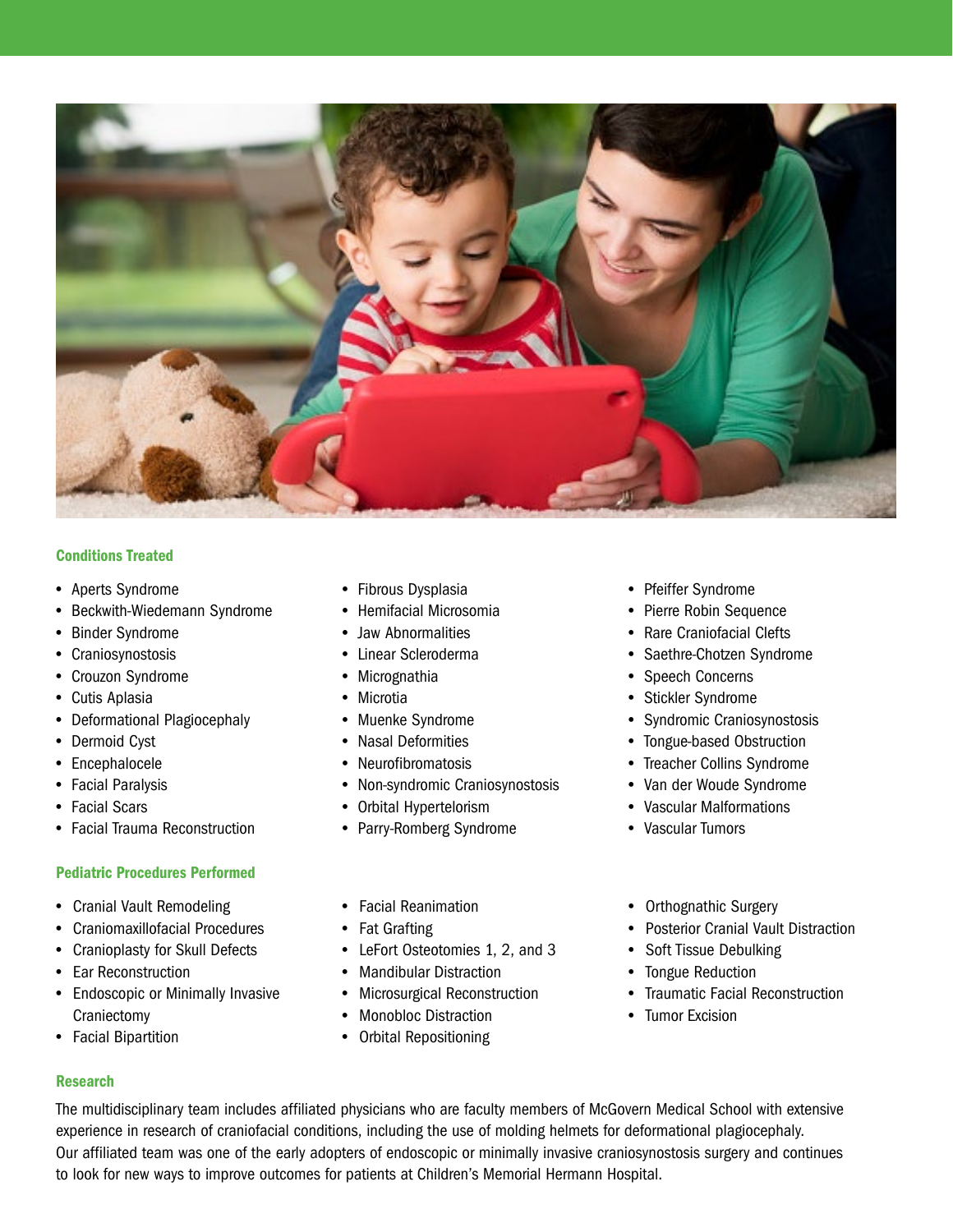### Conditions Treated

- Aperts Syndrome
- Beckwith-Wiedemann Syndrome
- Binder Syndrome
- Craniosynostosis
- Crouzon Syndrome
- Cutis Aplasia
- Deformational Plagiocephaly
- Dermoid Cyst
- Encephalocele
- Facial Paralysis
- Facial Scars
- Facial Trauma Reconstruction
- Fibrous Dysplasia
- Hemifacial Microsomia
- Jaw Abnormalities
- Linear Scleroderma
- Micrognathia
- Microtia
- Muenke Syndrome
- Nasal Deformities
- Neurofibromatosis
- Non-syndromic Craniosynostosis
- Orbital Hypertelorism
- Parry-Romberg Syndrome
- Pfeiffer Syndrome
- Pierre Robin Sequence
- Rare Craniofacial Clefts
- Saethre-Chotzen Syndrome
- Speech Concerns
- Stickler Syndrome
- Syndromic Craniosynostosis
- Tongue-based Obstruction
- Treacher Collins Syndrome
- Van der Woude Syndrome
- Vascular Malformations
- Vascular Tumors

### Pediatric Procedures Performed

- Cranial Vault Remodeling
- Craniomaxillofacial Procedures
- Cranioplasty for Skull Defects
- Ear Reconstruction
- Endoscopic or Minimally Invasive Craniectomy
- Facial Bipartition
- Facial Reanimation
- Fat Grafting
- LeFort Osteotomies 1, 2, and 3
- Mandibular Distraction
- Microsurgical Reconstruction
- Monobloc Distraction
- Orbital Repositioning
- Orthognathic Surgery
- Posterior Cranial Vault Distraction
- Soft Tissue Debulking
- Tongue Reduction
- Traumatic Facial Reconstruction
- Tumor Excision

### Research

The multidisciplinary team includes affiliated physicians who are faculty members of McGovern Medical School with extensive experience in research of craniofacial conditions, including the use of molding helmets for deformational plagiocephaly. Our affiliated team was one of the early adopters of endoscopic or minimally invasive craniosynostosis surgery and continues to look for new ways to improve outcomes for patients at Children's Memorial Hermann Hospital.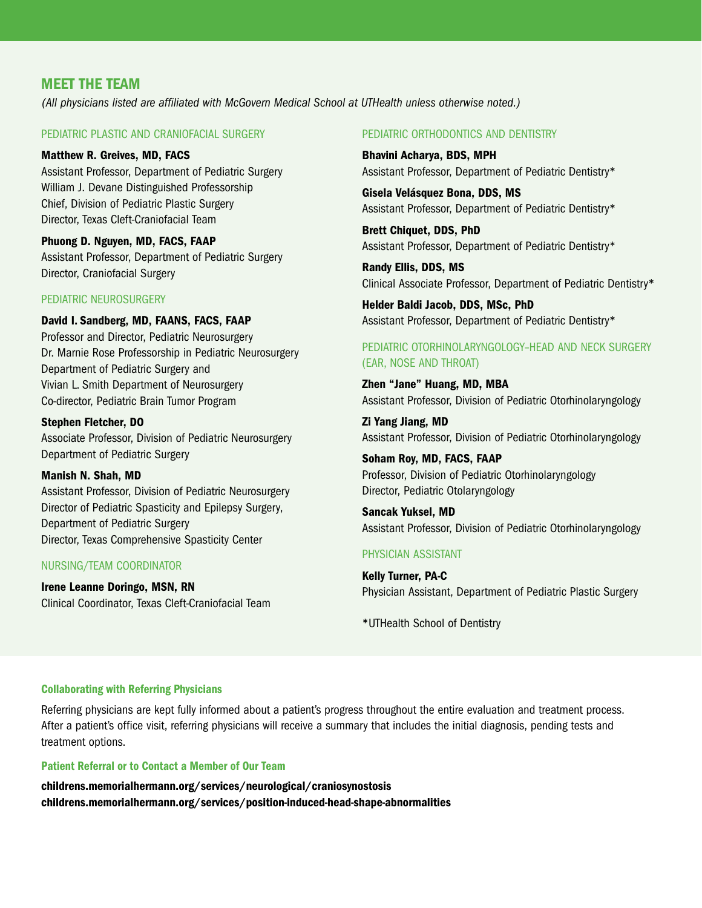## MEET THE TEAM

*(All physicians listed are affiliated with McGovern Medical School at UTHealth unless otherwise noted.)*

### PEDIATRIC PLASTIC AND CRANIOFACIAL SURGERY

**Matthew R. Greives, MD, FACS**
Assistant Professor, Department of Pediatric Surgery
William J. Devane Distinguished Professorship
Chief, Division of Pediatric Plastic Surgery
Director, Texas Cleft-Craniofacial Team

**Phuong D. Nguyen, MD, FACS, FAAP**
Assistant Professor, Department of Pediatric Surgery
Director, Craniofacial Surgery

### PEDIATRIC NEUROSURGERY

**David I. Sandberg, MD, FAANS, FACS, FAAP**
Professor and Director, Pediatric Neurosurgery
Dr. Marnie Rose Professorship in Pediatric Neurosurgery
Department of Pediatric Surgery and
Vivian L. Smith Department of Neurosurgery
Co-director, Pediatric Brain Tumor Program

**Stephen Fletcher, DO**
Associate Professor, Division of Pediatric Neurosurgery
Department of Pediatric Surgery

**Manish N. Shah, MD**
Assistant Professor, Division of Pediatric Neurosurgery
Director of Pediatric Spasticity and Epilepsy Surgery,
Department of Pediatric Surgery
Director, Texas Comprehensive Spasticity Center

### NURSING/TEAM COORDINATOR

**Irene Leanne Doringo, MSN, RN**
Clinical Coordinator, Texas Cleft-Craniofacial Team

### PEDIATRIC ORTHODONTICS AND DENTISTRY

**Bhavini Acharya, BDS, MPH**
Assistant Professor, Department of Pediatric Dentistry*

**Gisela Velásquez Bona, DDS, MS**
Assistant Professor, Department of Pediatric Dentistry*

**Brett Chiquet, DDS, PhD**
Assistant Professor, Department of Pediatric Dentistry*

**Randy Ellis, DDS, MS**
Clinical Associate Professor, Department of Pediatric Dentistry*

**Helder Baldi Jacob, DDS, MSc, PhD**
Assistant Professor, Department of Pediatric Dentistry*

### PEDIATRIC OTORHINOLARYNGOLOGY-HEAD AND NECK SURGERY (EAR, NOSE AND THROAT)

**Zhen "Jane" Huang, MD, MBA**
Assistant Professor, Division of Pediatric Otorhinolaryngology

**Zi Yang Jiang, MD**
Assistant Professor, Division of Pediatric Otorhinolaryngology

**Soham Roy, MD, FACS, FAAP**
Professor, Division of Pediatric Otorhinolaryngology
Director, Pediatric Otolaryngology

**Sancak Yuksel, MD**
Assistant Professor, Division of Pediatric Otorhinolaryngology

### PHYSICIAN ASSISTANT

**Kelly Turner, PA-C**
Physician Assistant, Department of Pediatric Plastic Surgery

*UTHealth School of Dentistry

### Collaborating with Referring Physicians

Referring physicians are kept fully informed about a patient's progress throughout the entire evaluation and treatment process. After a patient's office visit, referring physicians will receive a summary that includes the initial diagnosis, pending tests and treatment options.

### Patient Referral or to Contact a Member of Our Team

**childrens.memorialhermann.org/services/neurological/craniosynostosis**
**childrens.memorialhermann.org/services/position-induced-head-shape-abnormalities**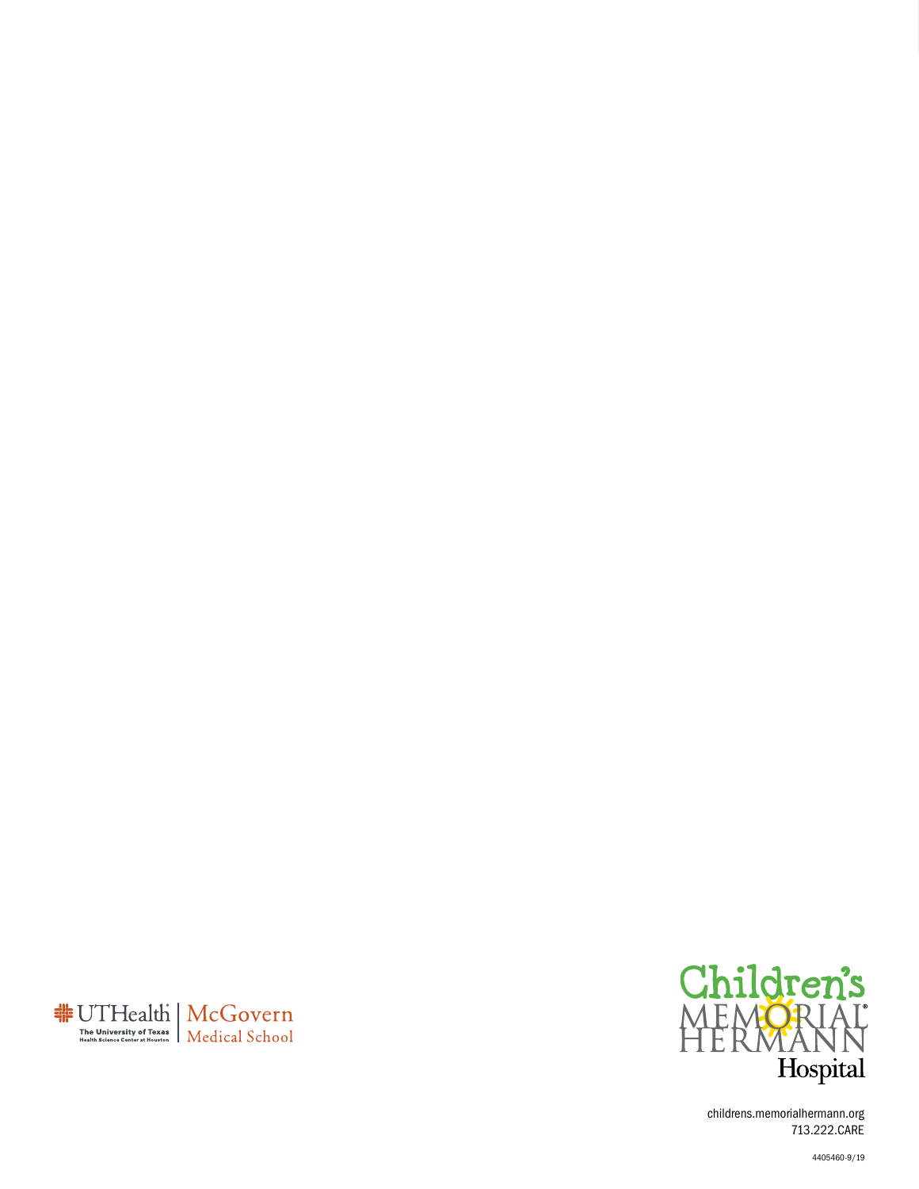UTHealth The University of Texas Health Science Center at Houston | McGovern Medical School

Children's Memorial Hermann Hospital

childrens.memorialhermann.org
713.222.CARE

4405460-9/19